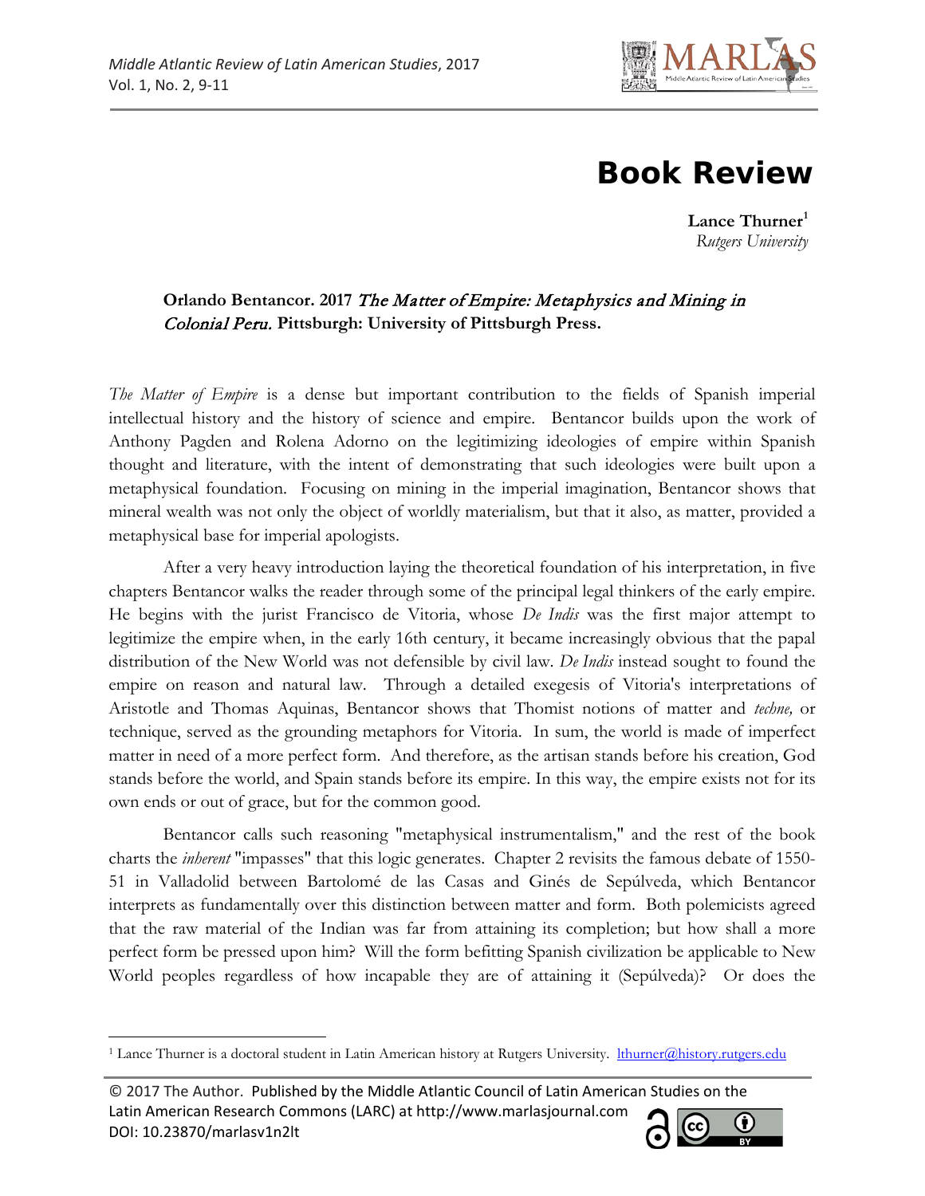# Book Review

**Lance Thurner**[1]
*Rutgers University*

**Orlando Bentancor. 2017** ***The Matter of Empire: Metaphysics and Mining in Colonial Peru.*** **Pittsburgh: University of Pittsburgh Press.**

*The Matter of Empire* is a dense but important contribution to the fields of Spanish imperial intellectual history and the history of science and empire. Bentancor builds upon the work of Anthony Pagden and Rolena Adorno on the legitimizing ideologies of empire within Spanish thought and literature, with the intent of demonstrating that such ideologies were built upon a metaphysical foundation. Focusing on mining in the imperial imagination, Bentancor shows that mineral wealth was not only the object of worldly materialism, but that it also, as matter, provided a metaphysical base for imperial apologists.

After a very heavy introduction laying the theoretical foundation of his interpretation, in five chapters Bentancor walks the reader through some of the principal legal thinkers of the early empire. He begins with the jurist Francisco de Vitoria, whose *De Indis* was the first major attempt to legitimize the empire when, in the early 16th century, it became increasingly obvious that the papal distribution of the New World was not defensible by civil law. *De Indis* instead sought to found the empire on reason and natural law. Through a detailed exegesis of Vitoria's interpretations of Aristotle and Thomas Aquinas, Bentancor shows that Thomist notions of matter and *techne,* or technique, served as the grounding metaphors for Vitoria. In sum, the world is made of imperfect matter in need of a more perfect form. And therefore, as the artisan stands before his creation, God stands before the world, and Spain stands before its empire. In this way, the empire exists not for its own ends or out of grace, but for the common good.

Bentancor calls such reasoning "metaphysical instrumentalism," and the rest of the book charts the *inherent* "impasses" that this logic generates. Chapter 2 revisits the famous debate of 1550-51 in Valladolid between Bartolomé de las Casas and Ginés de Sepúlveda, which Bentancor interprets as fundamentally over this distinction between matter and form. Both polemicists agreed that the raw material of the Indian was far from attaining its completion; but how shall a more perfect form be pressed upon him? Will the form befitting Spanish civilization be applicable to New World peoples regardless of how incapable they are of attaining it (Sepúlveda)? Or does the

---

[1] Lance Thurner is a doctoral student in Latin American history at Rutgers University. lthurner@history.rutgers.edu

© 2017 The Author. Published by the Middle Atlantic Council of Latin American Studies on the Latin American Research Commons (LARC) at http://www.marlasjournal.com
DOI: 10.23870/marlasv1n2lt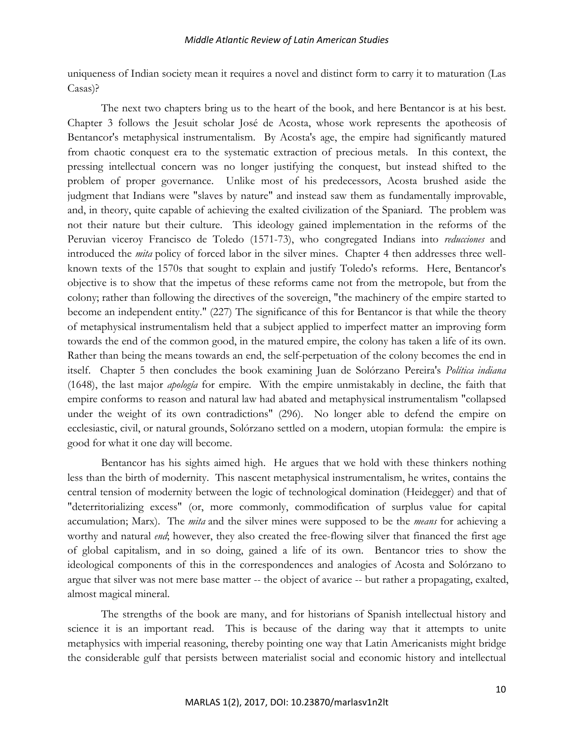uniqueness of Indian society mean it requires a novel and distinct form to carry it to maturation (Las Casas)?

The next two chapters bring us to the heart of the book, and here Bentancor is at his best. Chapter 3 follows the Jesuit scholar José de Acosta, whose work represents the apotheosis of Bentancor's metaphysical instrumentalism. By Acosta's age, the empire had significantly matured from chaotic conquest era to the systematic extraction of precious metals. In this context, the pressing intellectual concern was no longer justifying the conquest, but instead shifted to the problem of proper governance. Unlike most of his predecessors, Acosta brushed aside the judgment that Indians were "slaves by nature" and instead saw them as fundamentally improvable, and, in theory, quite capable of achieving the exalted civilization of the Spaniard. The problem was not their nature but their culture. This ideology gained implementation in the reforms of the Peruvian viceroy Francisco de Toledo (1571-73), who congregated Indians into *reducciones* and introduced the *mita* policy of forced labor in the silver mines. Chapter 4 then addresses three well-known texts of the 1570s that sought to explain and justify Toledo's reforms. Here, Bentancor's objective is to show that the impetus of these reforms came not from the metropole, but from the colony; rather than following the directives of the sovereign, "the machinery of the empire started to become an independent entity." (227) The significance of this for Bentancor is that while the theory of metaphysical instrumentalism held that a subject applied to imperfect matter an improving form towards the end of the common good, in the matured empire, the colony has taken a life of its own. Rather than being the means towards an end, the self-perpetuation of the colony becomes the end in itself. Chapter 5 then concludes the book examining Juan de Solórzano Pereira's *Política indiana* (1648), the last major *apología* for empire. With the empire unmistakably in decline, the faith that empire conforms to reason and natural law had abated and metaphysical instrumentalism "collapsed under the weight of its own contradictions" (296). No longer able to defend the empire on ecclesiastic, civil, or natural grounds, Solórzano settled on a modern, utopian formula: the empire is good for what it one day will become.

Bentancor has his sights aimed high. He argues that we hold with these thinkers nothing less than the birth of modernity. This nascent metaphysical instrumentalism, he writes, contains the central tension of modernity between the logic of technological domination (Heidegger) and that of "deterritorializing excess" (or, more commonly, commodification of surplus value for capital accumulation; Marx). The *mita* and the silver mines were supposed to be the *means* for achieving a worthy and natural *end*; however, they also created the free-flowing silver that financed the first age of global capitalism, and in so doing, gained a life of its own. Bentancor tries to show the ideological components of this in the correspondences and analogies of Acosta and Solórzano to argue that silver was not mere base matter -- the object of avarice -- but rather a propagating, exalted, almost magical mineral.

The strengths of the book are many, and for historians of Spanish intellectual history and science it is an important read. This is because of the daring way that it attempts to unite metaphysics with imperial reasoning, thereby pointing one way that Latin Americanists might bridge the considerable gulf that persists between materialist social and economic history and intellectual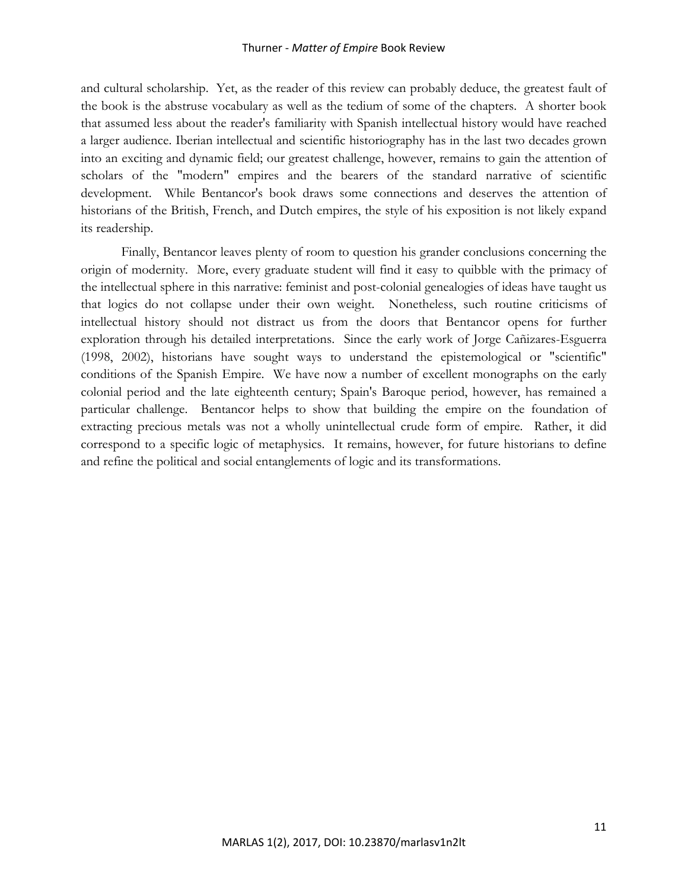and cultural scholarship. Yet, as the reader of this review can probably deduce, the greatest fault of the book is the abstruse vocabulary as well as the tedium of some of the chapters. A shorter book that assumed less about the reader's familiarity with Spanish intellectual history would have reached a larger audience. Iberian intellectual and scientific historiography has in the last two decades grown into an exciting and dynamic field; our greatest challenge, however, remains to gain the attention of scholars of the "modern" empires and the bearers of the standard narrative of scientific development. While Bentancor's book draws some connections and deserves the attention of historians of the British, French, and Dutch empires, the style of his exposition is not likely expand its readership.

Finally, Bentancor leaves plenty of room to question his grander conclusions concerning the origin of modernity. More, every graduate student will find it easy to quibble with the primacy of the intellectual sphere in this narrative: feminist and post-colonial genealogies of ideas have taught us that logics do not collapse under their own weight. Nonetheless, such routine criticisms of intellectual history should not distract us from the doors that Bentancor opens for further exploration through his detailed interpretations. Since the early work of Jorge Cañizares-Esguerra (1998, 2002), historians have sought ways to understand the epistemological or "scientific" conditions of the Spanish Empire. We have now a number of excellent monographs on the early colonial period and the late eighteenth century; Spain's Baroque period, however, has remained a particular challenge. Bentancor helps to show that building the empire on the foundation of extracting precious metals was not a wholly unintellectual crude form of empire. Rather, it did correspond to a specific logic of metaphysics. It remains, however, for future historians to define and refine the political and social entanglements of logic and its transformations.